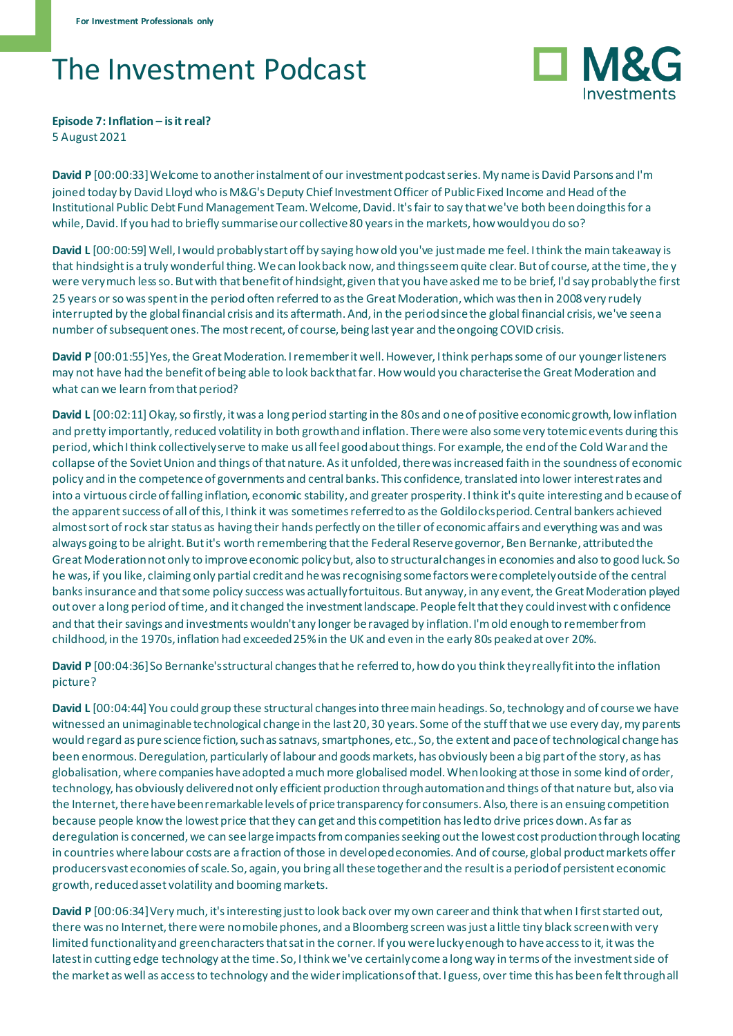For Investment Professionals only

# The Investment Podcast

**Episode 7: Inflation – is it real?**
5 August 2021

**David P** [00:00:33] Welcome to another instalment of our investment podcast series. My name is David Parsons and I'm joined today by David Lloyd who is M&G's Deputy Chief Investment Officer of Public Fixed Income and Head of the Institutional Public Debt Fund Management Team. Welcome, David. It's fair to say that we've both been doing this for a while, David. If you had to briefly summarise our collective 80 years in the markets, how would you do so?

**David L** [00:00:59] Well, I would probably start off by saying how old you've just made me feel. I think the main takeaway is that hindsight is a truly wonderful thing. We can look back now, and things seem quite clear. But of course, at the time, they were very much less so. But with that benefit of hindsight, given that you have asked me to be brief, I'd say probably the first 25 years or so was spent in the period often referred to as the Great Moderation, which was then in 2008 very rudely interrupted by the global financial crisis and its aftermath. And, in the period since the global financial crisis, we've seen a number of subsequent ones. The most recent, of course, being last year and the ongoing COVID crisis.

**David P** [00:01:55] Yes, the Great Moderation. I remember it well. However, I think perhaps some of our younger listeners may not have had the benefit of being able to look back that far. How would you characterise the Great Moderation and what can we learn from that period?

**David L** [00:02:11] Okay, so firstly, it was a long period starting in the 80s and one of positive economic growth, low inflation and pretty importantly, reduced volatility in both growth and inflation. There were also some very totemic events during this period, which I think collectively serve to make us all feel good about things. For example, the end of the Cold War and the collapse of the Soviet Union and things of that nature. As it unfolded, there was increased faith in the soundness of economic policy and in the competence of governments and central banks. This confidence, translated into lower interest rates and into a virtuous circle of falling inflation, economic stability, and greater prosperity. I think it's quite interesting and because of the apparent success of all of this, I think it was sometimes referred to as the Goldilocks period. Central bankers achieved almost sort of rock star status as having their hands perfectly on the tiller of economic affairs and everything was and was always going to be alright. But it's worth remembering that the Federal Reserve governor, Ben Bernanke, attributed the Great Moderation not only to improve economic policy but, also to structural changes in economies and also to good luck. So he was, if you like, claiming only partial credit and he was recognising some factors were completely outside of the central banks insurance and that some policy success was actually fortuitous. But anyway, in any event, the Great Moderation played out over a long period of time, and it changed the investment landscape. People felt that they could invest with confidence and that their savings and investments wouldn't any longer be ravaged by inflation. I'm old enough to remember from childhood, in the 1970s, inflation had exceeded 25% in the UK and even in the early 80s peaked at over 20%.

**David P** [00:04:36] So Bernanke's structural changes that he referred to, how do you think they really fit into the inflation picture?

**David L** [00:04:44] You could group these structural changes into three main headings. So, technology and of course we have witnessed an unimaginable technological change in the last 20, 30 years. Some of the stuff that we use every day, my parents would regard as pure science fiction, such as satnavs, smartphones, etc., So, the extent and pace of technological change has been enormous. Deregulation, particularly of labour and goods markets, has obviously been a big part of the story, as has globalisation, where companies have adopted a much more globalised model. When looking at those in some kind of order, technology, has obviously delivered not only efficient production through automation and things of that nature but, also via the Internet, there have been remarkable levels of price transparency for consumers. Also, there is an ensuing competition because people know the lowest price that they can get and this competition has led to drive prices down. As far as deregulation is concerned, we can see large impacts from companies seeking out the lowest cost production through locating in countries where labour costs are a fraction of those in developed economies. And of course, global product markets offer producers vast economies of scale. So, again, you bring all these together and the result is a period of persistent economic growth, reduced asset volatility and booming markets.

**David P** [00:06:34] Very much, it's interesting just to look back over my own career and think that when I first started out, there was no Internet, there were no mobile phones, and a Bloomberg screen was just a little tiny black screen with very limited functionality and green characters that sat in the corner. If you were lucky enough to have access to it, it was the latest in cutting edge technology at the time. So, I think we've certainly come a long way in terms of the investment side of the market as well as access to technology and the wider implications of that. I guess, over time this has been felt through all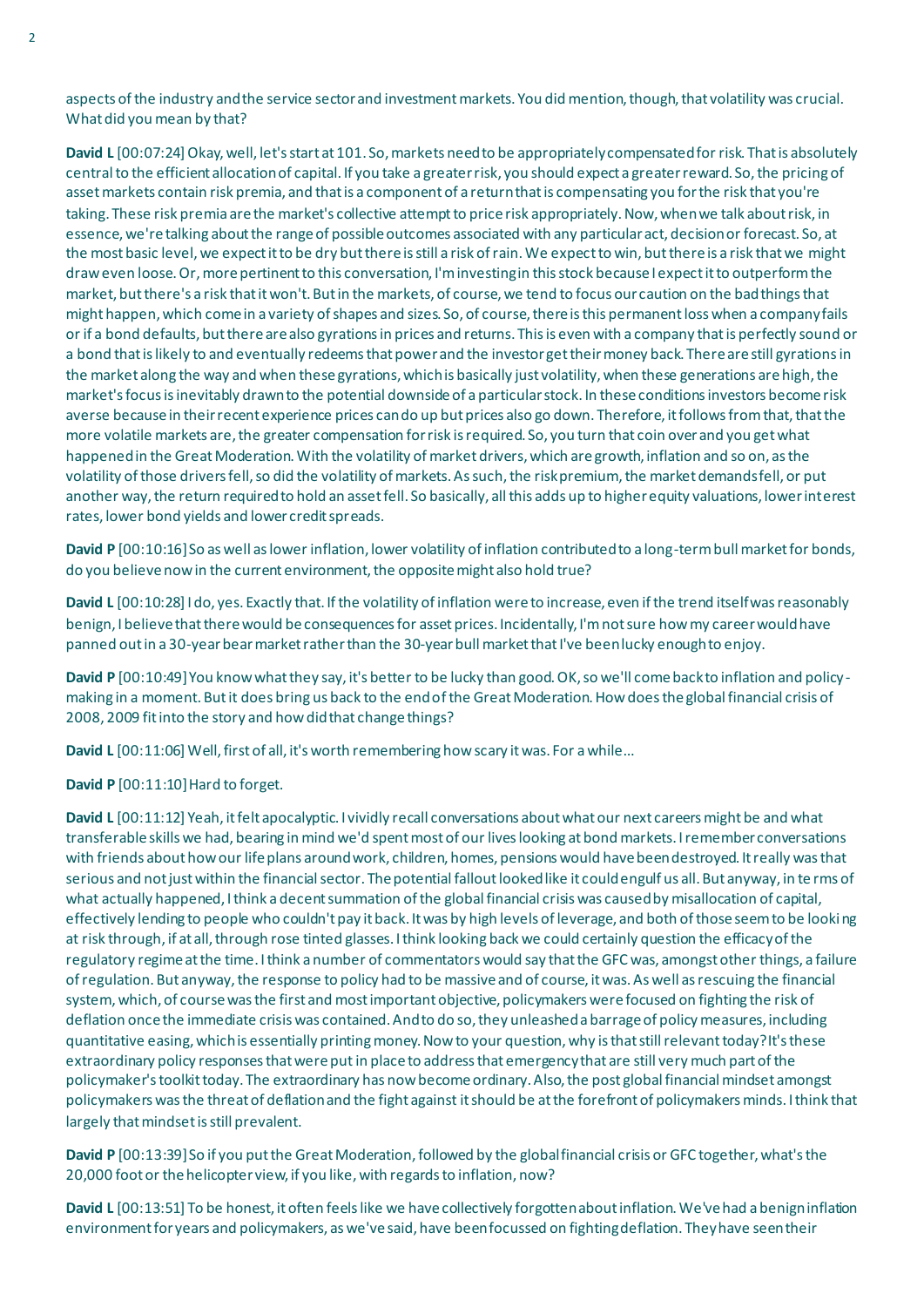aspects of the industry and the service sector and investment markets. You did mention, though, that volatility was crucial. What did you mean by that?

**David L** [00:07:24] Okay, well, let's start at 101. So, markets need to be appropriately compensated for risk. That is absolutely central to the efficient allocation of capital. If you take a greater risk, you should expect a greater reward. So, the pricing of asset markets contain risk premia, and that is a component of a return that is compensating you for the risk that you're taking. These risk premia are the market's collective attempt to price risk appropriately. Now, when we talk about risk, in essence, we're talking about the range of possible outcomes associated with any particular act, decision or forecast. So, at the most basic level, we expect it to be dry but there is still a risk of rain. We expect to win, but there is a risk that we might draw even loose. Or, more pertinent to this conversation, I'm investing in this stock because I expect it to outperform the market, but there's a risk that it won't. But in the markets, of course, we tend to focus our caution on the bad things that might happen, which come in a variety of shapes and sizes. So, of course, there is this permanent loss when a company fails or if a bond defaults, but there are also gyrations in prices and returns. This is even with a company that is perfectly sound or a bond that is likely to and eventually redeems that power and the investor get their money back. There are still gyrations in the market along the way and when these gyrations, which is basically just volatility, when these generations are high, the market's focus is inevitably drawn to the potential downside of a particular stock. In these conditions investors become risk averse because in their recent experience prices can do up but prices also go down. Therefore, it follows from that, that the more volatile markets are, the greater compensation for risk is required. So, you turn that coin over and you get what happened in the Great Moderation. With the volatility of market drivers, which are growth, inflation and so on, as the volatility of those drivers fell, so did the volatility of markets. As such, the risk premium, the market demands fell, or put another way, the return required to hold an asset fell. So basically, all this adds up to higher equity valuations, lower interest rates, lower bond yields and lower credit spreads.

**David P** [00:10:16] So as well as lower inflation, lower volatility of inflation contributed to a long-term bull market for bonds, do you believe now in the current environment, the opposite might also hold true?

**David L** [00:10:28] I do, yes. Exactly that. If the volatility of inflation were to increase, even if the trend itself was reasonably benign, I believe that there would be consequences for asset prices. Incidentally, I'm not sure how my career would have panned out in a 30-year bear market rather than the 30-year bull market that I've been lucky enough to enjoy.

**David P** [00:10:49] You know what they say, it's better to be lucky than good. OK, so we'll come back to inflation and policy-making in a moment. But it does bring us back to the end of the Great Moderation. How does the global financial crisis of 2008, 2009 fit into the story and how did that change things?

**David L** [00:11:06] Well, first of all, it's worth remembering how scary it was. For a while...

**David P** [00:11:10] Hard to forget.

**David L** [00:11:12] Yeah, it felt apocalyptic. I vividly recall conversations about what our next careers might be and what transferable skills we had, bearing in mind we'd spent most of our lives looking at bond markets. I remember conversations with friends about how our life plans around work, children, homes, pensions would have been destroyed. It really was that serious and not just within the financial sector. The potential fallout looked like it could engulf us all. But anyway, in terms of what actually happened, I think a decent summation of the global financial crisis was caused by misallocation of capital, effectively lending to people who couldn't pay it back. It was by high levels of leverage, and both of those seem to be looking at risk through, if at all, through rose tinted glasses. I think looking back we could certainly question the efficacy of the regulatory regime at the time. I think a number of commentators would say that the GFC was, amongst other things, a failure of regulation. But anyway, the response to policy had to be massive and of course, it was. As well as rescuing the financial system, which, of course was the first and most important objective, policymakers were focused on fighting the risk of deflation once the immediate crisis was contained. And to do so, they unleashed a barrage of policy measures, including quantitative easing, which is essentially printing money. Now to your question, why is that still relevant today? It's these extraordinary policy responses that were put in place to address that emergency that are still very much part of the policymaker's toolkit today. The extraordinary has now become ordinary. Also, the post global financial mindset amongst policymakers was the threat of deflation and the fight against it should be at the forefront of policymakers minds. I think that largely that mindset is still prevalent.

**David P** [00:13:39] So if you put the Great Moderation, followed by the global financial crisis or GFC together, what's the 20,000 foot or the helicopter view, if you like, with regards to inflation, now?

**David L** [00:13:51] To be honest, it often feels like we have collectively forgotten about inflation. We've had a benign inflation environment for years and policymakers, as we've said, have been focussed on fighting deflation. They have seen their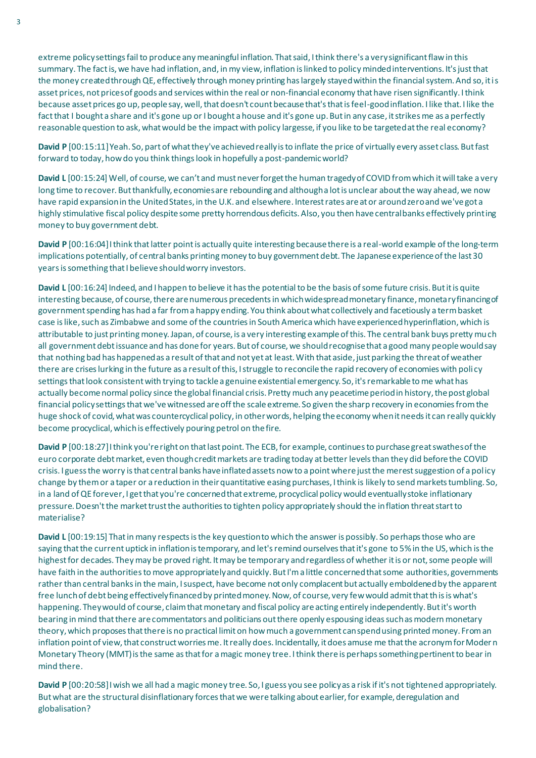extreme policy settings fail to produce any meaningful inflation. That said, I think there's a very significant flaw in this summary. The fact is, we have had inflation, and, in my view, inflation is linked to policy minded interventions. It's just that the money created through QE, effectively through money printing has largely stayed within the financial system. And so, it is asset prices, not prices of goods and services within the real or non-financial economy that have risen significantly. I think because asset prices go up, people say, well, that doesn't count because that's that is feel-good inflation. I like that. I like the fact that I bought a share and it's gone up or I bought a house and it's gone up. But in any case, it strikes me as a perfectly reasonable question to ask, what would be the impact with policy largesse, if you like to be targeted at the real economy?

**David P** [00:15:11] Yeah. So, part of what they've achieved really is to inflate the price of virtually every asset class. But fast forward to today, how do you think things look in hopefully a post-pandemic world?

**David L** [00:15:24] Well, of course, we can't and must never forget the human tragedy of COVID from which it will take a very long time to recover. But thankfully, economies are rebounding and although a lot is unclear about the way ahead, we now have rapid expansion in the United States, in the U.K. and elsewhere. Interest rates are at or around zero and we've got a highly stimulative fiscal policy despite some pretty horrendous deficits. Also, you then have central banks effectively printing money to buy government debt.

**David P** [00:16:04] I think that latter point is actually quite interesting because there is a real-world example of the long-term implications potentially, of central banks printing money to buy government debt. The Japanese experience of the last 30 years is something that I believe should worry investors.

**David L** [00:16:24] Indeed, and I happen to believe it has the potential to be the basis of some future crisis. But it is quite interesting because, of course, there are numerous precedents in which widespread monetary finance, monetary financing of government spending has had a far from a happy ending. You think about what collectively and facetiously a term basket case is like, such as Zimbabwe and some of the countries in South America which have experienced hyperinflation, which is attributable to just printing money. Japan, of course, is a very interesting example of this. The central bank buys pretty much all government debt issuance and has done for years. But of course, we should recognise that a good many people would say that nothing bad has happened as a result of that and not yet at least. With that aside, just parking the threat of weather there are crises lurking in the future as a result of this, I struggle to reconcile the rapid recovery of economies with policy settings that look consistent with trying to tackle a genuine existential emergency. So, it's remarkable to me what has actually become normal policy since the global financial crisis. Pretty much any peacetime period in history, the post global financial policy settings that we've witnessed are off the scale extreme. So given the sharp recovery in economies from the huge shock of covid, what was countercyclical policy, in other words, helping the economy when it needs it can really quickly become procyclical, which is effectively pouring petrol on the fire.

**David P** [00:18:27] I think you're right on that last point. The ECB, for example, continues to purchase great swathes of the euro corporate debt market, even though credit markets are trading today at better levels than they did before the COVID crisis. I guess the worry is that central banks have inflated assets now to a point where just the merest suggestion of a policy change by them or a taper or a reduction in their quantitative easing purchases, I think is likely to send markets tumbling. So, in a land of QE forever, I get that you're concerned that extreme, procyclical policy would eventually stoke inflationary pressure. Doesn't the market trust the authorities to tighten policy appropriately should the inflation threat start to materialise?

**David L** [00:19:15] That in many respects is the key question to which the answer is possibly. So perhaps those who are saying that the current uptick in inflation is temporary, and let's remind ourselves that it's gone to 5% in the US, which is the highest for decades. They may be proved right. It may be temporary and regardless of whether it is or not, some people will have faith in the authorities to move appropriately and quickly. But I'm a little concerned that some authorities, governments rather than central banks in the main, I suspect, have become not only complacent but actually emboldened by the apparent free lunch of debt being effectively financed by printed money. Now, of course, very few would admit that this is what's happening. They would of course, claim that monetary and fiscal policy are acting entirely independently. But it's worth bearing in mind that there are commentators and politicians out there openly espousing ideas such as modern monetary theory, which proposes that there is no practical limit on how much a government can spend using printed money. From an inflation point of view, that construct worries me. It really does. Incidentally, it does amuse me that the acronym for Modern Monetary Theory (MMT) is the same as that for a magic money tree. I think there is perhaps something pertinent to bear in mind there.

**David P** [00:20:58] I wish we all had a magic money tree. So, I guess you see policy as a risk if it's not tightened appropriately. But what are the structural disinflationary forces that we were talking about earlier, for example, deregulation and globalisation?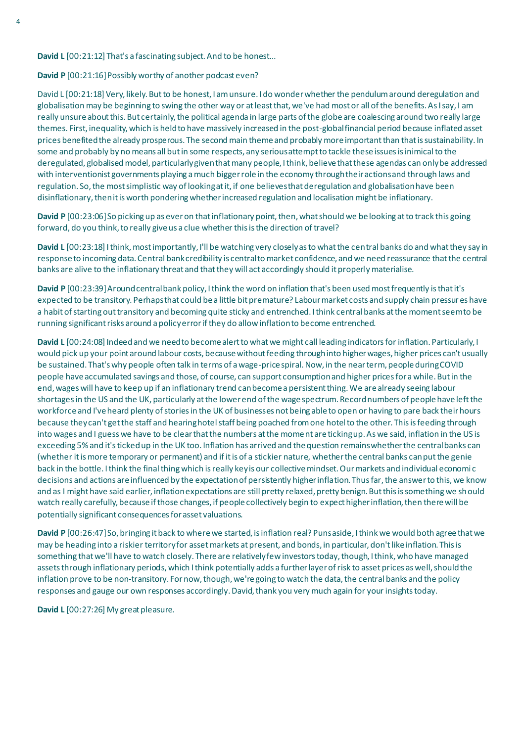**David L** [00:21:12] That's a fascinating subject. And to be honest...

**David P** [00:21:16] Possibly worthy of another podcast even?

David L [00:21:18] Very, likely. But to be honest, I am unsure. I do wonder whether the pendulum around deregulation and globalisation may be beginning to swing the other way or at least that, we've had most or all of the benefits. As I say, I am really unsure about this. But certainly, the political agenda in large parts of the globe are coalescing around two really large themes. First, inequality, which is held to have massively increased in the post-global financial period because inflated asset prices benefited the already prosperous. The second main theme and probably more important than that is sustainability. In some and probably by no means all but in some respects, any serious attempt to tackle these issues is inimical to the deregulated, globalised model, particularly given that many people, I think, believe that these agendas can only be addressed with interventionist governments playing a much bigger role in the economy through their actions and through laws and regulation. So, the most simplistic way of looking at it, if one believes that deregulation and globalisation have been disinflationary, then it is worth pondering whether increased regulation and localisation might be inflationary.

**David P** [00:23:06] So picking up as ever on that inflationary point, then, what should we be looking at to track this going forward, do you think, to really give us a clue whether this is the direction of travel?

**David L** [00:23:18] I think, most importantly, I'll be watching very closely as to what the central banks do and what they say in response to incoming data. Central bank credibility is central to market confidence, and we need reassurance that the central banks are alive to the inflationary threat and that they will act accordingly should it properly materialise.

**David P** [00:23:39] Around central bank policy, I think the word on inflation that's been used most frequently is that it's expected to be transitory. Perhaps that could be a little bit premature? Labour market costs and supply chain pressures have a habit of starting out transitory and becoming quite sticky and entrenched. I think central banks at the moment seem to be running significant risks around a policy error if they do allow inflation to become entrenched.

**David L** [00:24:08] Indeed and we need to become alert to what we might call leading indicators for inflation. Particularly, I would pick up your point around labour costs, because without feeding through into higher wages, higher prices can't usually be sustained. That's why people often talk in terms of a wage-price spiral. Now, in the near term, people during COVID people have accumulated savings and those, of course, can support consumption and higher prices for a while. But in the end, wages will have to keep up if an inflationary trend can become a persistent thing. We are already seeing labour shortages in the US and the UK, particularly at the lower end of the wage spectrum. Record numbers of people have left the workforce and I've heard plenty of stories in the UK of businesses not being able to open or having to pare back their hours because they can't get the staff and hearing hotel staff being poached from one hotel to the other. This is feeding through into wages and I guess we have to be clear that the numbers at the moment are ticking up. As we said, inflation in the US is exceeding 5% and it's ticked up in the UK too. Inflation has arrived and the question remains whether the central banks can (whether it is more temporary or permanent) and if it is of a stickier nature, whether the central banks can put the genie back in the bottle. I think the final thing which is really key is our collective mindset. Our markets and individual economic decisions and actions are influenced by the expectation of persistently higher inflation. Thus far, the answer to this, we know and as I might have said earlier, inflation expectations are still pretty relaxed, pretty benign. But this is something we should watch really carefully, because if those changes, if people collectively begin to expect higher inflation, then there will be potentially significant consequences for asset valuations.

**David P** [00:26:47] So, bringing it back to where we started, is inflation real? Puns aside, I think we would both agree that we may be heading into a riskier territory for asset markets at present, and bonds, in particular, don't like inflation. This is something that we'll have to watch closely. There are relatively few investors today, though, I think, who have managed assets through inflationary periods, which I think potentially adds a further layer of risk to asset prices as well, should the inflation prove to be non-transitory. For now, though, we're going to watch the data, the central banks and the policy responses and gauge our own responses accordingly. David, thank you very much again for your insights today.

**David L** [00:27:26] My great pleasure.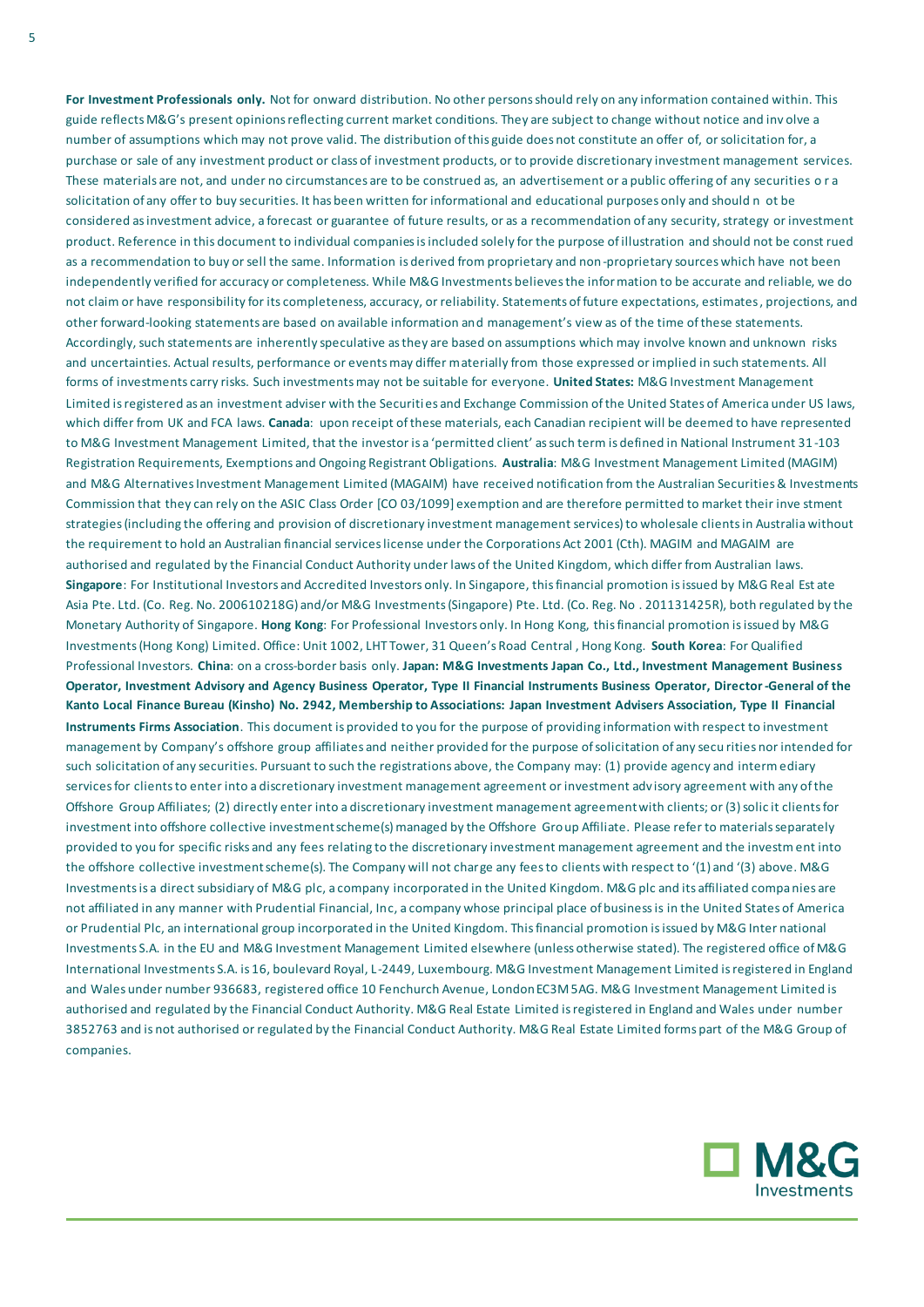**For Investment Professionals only.** Not for onward distribution. No other persons should rely on any information contained within. This guide reflects M&G's present opinions reflecting current market conditions. They are subject to change without notice and involve a number of assumptions which may not prove valid. The distribution of this guide does not constitute an offer of, or solicitation for, a purchase or sale of any investment product or class of investment products, or to provide discretionary investment management services. These materials are not, and under no circumstances are to be construed as, an advertisement or a public offering of any securities or a solicitation of any offer to buy securities. It has been written for informational and educational purposes only and should not be considered as investment advice, a forecast or guarantee of future results, or as a recommendation of any security, strategy or investment product. Reference in this document to individual companies is included solely for the purpose of illustration and should not be construed as a recommendation to buy or sell the same. Information is derived from proprietary and non-proprietary sources which have not been independently verified for accuracy or completeness. While M&G Investments believes the information to be accurate and reliable, we do not claim or have responsibility for its completeness, accuracy, or reliability. Statements of future expectations, estimates, projections, and other forward-looking statements are based on available information and management's view as of the time of these statements. Accordingly, such statements are inherently speculative as they are based on assumptions which may involve known and unknown risks and uncertainties. Actual results, performance or events may differ materially from those expressed or implied in such statements. All forms of investments carry risks. Such investments may not be suitable for everyone. **United States:** M&G Investment Management Limited is registered as an investment adviser with the Securities and Exchange Commission of the United States of America under US laws, which differ from UK and FCA laws. **Canada**: upon receipt of these materials, each Canadian recipient will be deemed to have represented to M&G Investment Management Limited, that the investor is a 'permitted client' as such term is defined in National Instrument 31-103 Registration Requirements, Exemptions and Ongoing Registrant Obligations. **Australia**: M&G Investment Management Limited (MAGIM) and M&G Alternatives Investment Management Limited (MAGAIM) have received notification from the Australian Securities & Investments Commission that they can rely on the ASIC Class Order [CO 03/1099] exemption and are therefore permitted to market their investment strategies (including the offering and provision of discretionary investment management services) to wholesale clients in Australia without the requirement to hold an Australian financial services license under the Corporations Act 2001 (Cth). MAGIM and MAGAIM are authorised and regulated by the Financial Conduct Authority under laws of the United Kingdom, which differ from Australian laws. **Singapore**: For Institutional Investors and Accredited Investors only. In Singapore, this financial promotion is issued by M&G Real Estate Asia Pte. Ltd. (Co. Reg. No. 200610218G) and/or M&G Investments (Singapore) Pte. Ltd. (Co. Reg. No . 201131425R), both regulated by the Monetary Authority of Singapore. **Hong Kong**: For Professional Investors only. In Hong Kong, this financial promotion is issued by M&G Investments (Hong Kong) Limited. Office: Unit 1002, LHT Tower, 31 Queen's Road Central , Hong Kong. **South Korea**: For Qualified Professional Investors. **China**: on a cross-border basis only. **Japan: M&G Investments Japan Co., Ltd., Investment Management Business Operator, Investment Advisory and Agency Business Operator, Type II Financial Instruments Business Operator, Director-General of the Kanto Local Finance Bureau (Kinsho) No. 2942, Membership to Associations: Japan Investment Advisers Association, Type II Financial Instruments Firms Association**. This document is provided to you for the purpose of providing information with respect to investment management by Company's offshore group affiliates and neither provided for the purpose of solicitation of any securities nor intended for such solicitation of any securities. Pursuant to such the registrations above, the Company may: (1) provide agency and intermediary services for clients to enter into a discretionary investment management agreement or investment advisory agreement with any of the Offshore Group Affiliates; (2) directly enter into a discretionary investment management agreement with clients; or (3) solicit clients for investment into offshore collective investment scheme(s) managed by the Offshore Group Affiliate. Please refer to materials separately provided to you for specific risks and any fees relating to the discretionary investment management agreement and the investment into the offshore collective investment scheme(s). The Company will not charge any fees to clients with respect to '(1) and '(3) above. M&G Investments is a direct subsidiary of M&G plc, a company incorporated in the United Kingdom. M&G plc and its affiliated companies are not affiliated in any manner with Prudential Financial, Inc, a company whose principal place of business is in the United States of America or Prudential Plc, an international group incorporated in the United Kingdom. This financial promotion is issued by M&G International Investments S.A. in the EU and M&G Investment Management Limited elsewhere (unless otherwise stated). The registered office of M&G International Investments S.A. is 16, boulevard Royal, L-2449, Luxembourg. M&G Investment Management Limited is registered in England and Wales under number 936683, registered office 10 Fenchurch Avenue, London EC3M 5AG. M&G Investment Management Limited is authorised and regulated by the Financial Conduct Authority. M&G Real Estate Limited is registered in England and Wales under number 3852763 and is not authorised or regulated by the Financial Conduct Authority. M&G Real Estate Limited forms part of the M&G Group of companies.

M&G Investments